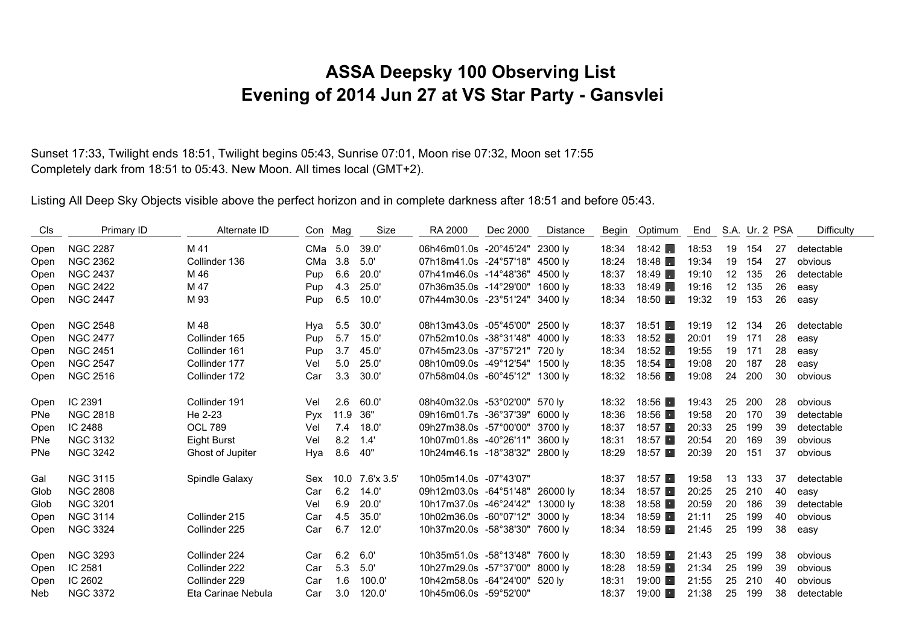# ASSA Deepsky 100 Observing List
# Evening of 2014 Jun 27 at VS Star Party - Gansvlei

Sunset 17:33, Twilight ends 18:51, Twilight begins 05:43, Sunrise 07:01, Moon rise 07:32, Moon set 17:55
Completely dark from 18:51 to 05:43. New Moon. All times local (GMT+2).

Listing All Deep Sky Objects visible above the perfect horizon and in complete darkness after 18:51 and before 05:43.

| Cls | Primary ID | Alternate ID | Con | Mag | Size | RA 2000 | Dec 2000 | Distance | Begin | Optimum | End | S.A. | Ur. 2 | PSA | Difficulty |
|---|---|---|---|---|---|---|---|---|---|---|---|---|---|---|---|
| Open | NGC 2287 | M 41 | CMa | 5.0 | 39.0' | 06h46m01.0s | -20°45'24" | 2300 ly | 18:34 | 18:42 | 18:53 | 19 | 154 | 27 | detectable |
| Open | NGC 2362 | Collinder 136 | CMa | 3.8 | 5.0' | 07h18m41.0s | -24°57'18" | 4500 ly | 18:24 | 18:48 | 19:34 | 19 | 154 | 27 | obvious |
| Open | NGC 2437 | M 46 | Pup | 6.6 | 20.0' | 07h41m46.0s | -14°48'36" | 4500 ly | 18:37 | 18:49 | 19:10 | 12 | 135 | 26 | detectable |
| Open | NGC 2422 | M 47 | Pup | 4.3 | 25.0' | 07h36m35.0s | -14°29'00" | 1600 ly | 18:33 | 18:49 | 19:16 | 12 | 135 | 26 | easy |
| Open | NGC 2447 | M 93 | Pup | 6.5 | 10.0' | 07h44m30.0s | -23°51'24" | 3400 ly | 18:34 | 18:50 | 19:32 | 19 | 153 | 26 | easy |
| Open | NGC 2548 | M 48 | Hya | 5.5 | 30.0' | 08h13m43.0s | -05°45'00" | 2500 ly | 18:37 | 18:51 | 19:19 | 12 | 134 | 26 | detectable |
| Open | NGC 2477 | Collinder 165 | Pup | 5.7 | 15.0' | 07h52m10.0s | -38°31'48" | 4000 ly | 18:33 | 18:52 | 20:01 | 19 | 171 | 28 | easy |
| Open | NGC 2451 | Collinder 161 | Pup | 3.7 | 45.0' | 07h45m23.0s | -37°57'21" | 720 ly | 18:34 | 18:52 | 19:55 | 19 | 171 | 28 | easy |
| Open | NGC 2547 | Collinder 177 | Vel | 5.0 | 25.0' | 08h10m09.0s | -49°12'54" | 1500 ly | 18:35 | 18:54 | 19:08 | 20 | 187 | 28 | easy |
| Open | NGC 2516 | Collinder 172 | Car | 3.3 | 30.0' | 07h58m04.0s | -60°45'12" | 1300 ly | 18:32 | 18:56 | 19:08 | 24 | 200 | 30 | obvious |
| Open | IC 2391 | Collinder 191 | Vel | 2.6 | 60.0' | 08h40m32.0s | -53°02'00" | 570 ly | 18:32 | 18:56 | 19:43 | 25 | 200 | 28 | obvious |
| PNe | NGC 2818 | He 2-23 | Pyx | 11.9 | 36" | 09h16m01.7s | -36°37'39" | 6000 ly | 18:36 | 18:56 | 19:58 | 20 | 170 | 39 | detectable |
| Open | IC 2488 | OCL 789 | Vel | 7.4 | 18.0' | 09h27m38.0s | -57°00'00" | 3700 ly | 18:37 | 18:57 | 20:33 | 25 | 199 | 39 | detectable |
| PNe | NGC 3132 | Eight Burst | Vel | 8.2 | 1.4' | 10h07m01.8s | -40°26'11" | 3600 ly | 18:31 | 18:57 | 20:54 | 20 | 169 | 39 | obvious |
| PNe | NGC 3242 | Ghost of Jupiter | Hya | 8.6 | 40" | 10h24m46.1s | -18°38'32" | 2800 ly | 18:29 | 18:57 | 20:39 | 20 | 151 | 37 | obvious |
| Gal | NGC 3115 | Spindle Galaxy | Sex | 10.0 | 7.6'x 3.5' | 10h05m14.0s | -07°43'07" | | 18:37 | 18:57 | 19:58 | 13 | 133 | 37 | detectable |
| Glob | NGC 2808 | | Car | 6.2 | 14.0' | 09h12m03.0s | -64°51'48" | 26000 ly | 18:34 | 18:57 | 20:25 | 25 | 210 | 40 | easy |
| Glob | NGC 3201 | | Vel | 6.9 | 20.0' | 10h17m37.0s | -46°24'42" | 13000 ly | 18:38 | 18:58 | 20:59 | 20 | 186 | 39 | detectable |
| Open | NGC 3114 | Collinder 215 | Car | 4.5 | 35.0' | 10h02m36.0s | -60°07'12" | 3000 ly | 18:34 | 18:59 | 21:11 | 25 | 199 | 40 | obvious |
| Open | NGC 3324 | Collinder 225 | Car | 6.7 | 12.0' | 10h37m20.0s | -58°38'30" | 7600 ly | 18:34 | 18:59 | 21:45 | 25 | 199 | 38 | easy |
| Open | NGC 3293 | Collinder 224 | Car | 6.2 | 6.0' | 10h35m51.0s | -58°13'48" | 7600 ly | 18:30 | 18:59 | 21:43 | 25 | 199 | 38 | obvious |
| Open | IC 2581 | Collinder 222 | Car | 5.3 | 5.0' | 10h27m29.0s | -57°37'00" | 8000 ly | 18:28 | 18:59 | 21:34 | 25 | 199 | 39 | obvious |
| Open | IC 2602 | Collinder 229 | Car | 1.6 | 100.0' | 10h42m58.0s | -64°24'00" | 520 ly | 18:31 | 19:00 | 21:55 | 25 | 210 | 40 | obvious |
| Neb | NGC 3372 | Eta Carinae Nebula | Car | 3.0 | 120.0' | 10h45m06.0s | -59°52'00" | | 18:37 | 19:00 | 21:38 | 25 | 199 | 38 | detectable |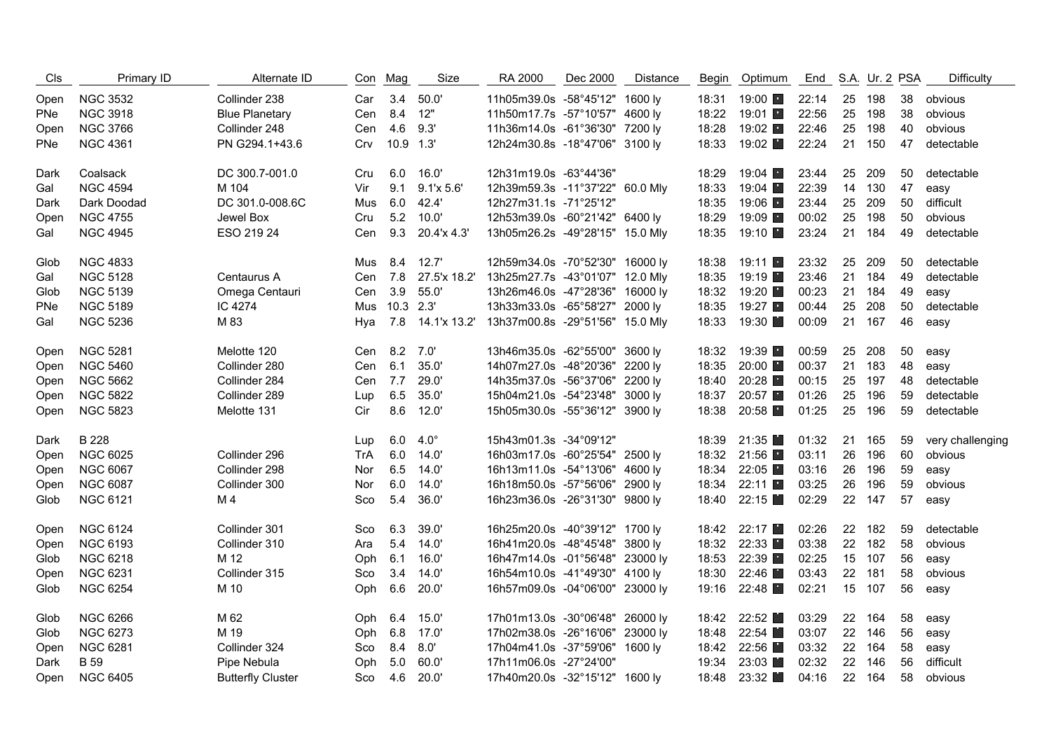| Cls | Primary ID | Alternate ID | Con | Mag | Size | RA 2000 | Dec 2000 | Distance | Begin | Optimum | End | S.A. | Ur. 2 | PSA | Difficulty |
|---|---|---|---|---|---|---|---|---|---|---|---|---|---|---|---|
| Open | NGC 3532 | Collinder 238 | Car | 3.4 | 50.0' | 11h05m39.0s | -58°45'12" | 1600 ly | 18:31 | 19:00 | 22:14 | 25 | 198 | 38 | obvious |
| PNe | NGC 3918 | Blue Planetary | Cen | 8.4 | 12" | 11h50m17.7s | -57°10'57" | 4600 ly | 18:22 | 19:01 | 22:56 | 25 | 198 | 38 | obvious |
| Open | NGC 3766 | Collinder 248 | Cen | 4.6 | 9.3' | 11h36m14.0s | -61°36'30" | 7200 ly | 18:28 | 19:02 | 22:46 | 25 | 198 | 40 | obvious |
| PNe | NGC 4361 | PN G294.1+43.6 | Crv | 10.9 | 1.3' | 12h24m30.8s | -18°47'06" | 3100 ly | 18:33 | 19:02 | 22:24 | 21 | 150 | 47 | detectable |
| Dark | Coalsack | DC 300.7-001.0 | Cru | 6.0 | 16.0' | 12h31m19.0s | -63°44'36" | | 18:29 | 19:04 | 23:44 | 25 | 209 | 50 | detectable |
| Gal | NGC 4594 | M 104 | Vir | 9.1 | 9.1'x 5.6' | 12h39m59.3s | -11°37'22" | 60.0 Mly | 18:33 | 19:04 | 22:39 | 14 | 130 | 47 | easy |
| Dark | Dark Doodad | DC 301.0-008.6C | Mus | 6.0 | 42.4' | 12h27m31.1s | -71°25'12" | | 18:35 | 19:06 | 23:44 | 25 | 209 | 50 | difficult |
| Open | NGC 4755 | Jewel Box | Cru | 5.2 | 10.0' | 12h53m39.0s | -60°21'42" | 6400 ly | 18:29 | 19:09 | 00:02 | 25 | 198 | 50 | obvious |
| Gal | NGC 4945 | ESO 219 24 | Cen | 9.3 | 20.4'x 4.3' | 13h05m26.2s | -49°28'15" | 15.0 Mly | 18:35 | 19:10 | 23:24 | 21 | 184 | 49 | detectable |
| Glob | NGC 4833 | | Mus | 8.4 | 12.7' | 12h59m34.0s | -70°52'30" | 16000 ly | 18:38 | 19:11 | 23:32 | 25 | 209 | 50 | detectable |
| Gal | NGC 5128 | Centaurus A | Cen | 7.8 | 27.5'x 18.2' | 13h25m27.7s | -43°01'07" | 12.0 Mly | 18:35 | 19:19 | 23:46 | 21 | 184 | 49 | detectable |
| Glob | NGC 5139 | Omega Centauri | Cen | 3.9 | 55.0' | 13h26m46.0s | -47°28'36" | 16000 ly | 18:32 | 19:20 | 00:23 | 21 | 184 | 49 | easy |
| PNe | NGC 5189 | IC 4274 | Mus | 10.3 | 2.3' | 13h33m33.0s | -65°58'27" | 2000 ly | 18:35 | 19:27 | 00:44 | 25 | 208 | 50 | detectable |
| Gal | NGC 5236 | M 83 | Hya | 7.8 | 14.1'x 13.2' | 13h37m00.8s | -29°51'56" | 15.0 Mly | 18:33 | 19:30 | 00:09 | 21 | 167 | 46 | easy |
| Open | NGC 5281 | Melotte 120 | Cen | 8.2 | 7.0' | 13h46m35.0s | -62°55'00" | 3600 ly | 18:32 | 19:39 | 00:59 | 25 | 208 | 50 | easy |
| Open | NGC 5460 | Collinder 280 | Cen | 6.1 | 35.0' | 14h07m27.0s | -48°20'36" | 2200 ly | 18:35 | 20:00 | 00:37 | 21 | 183 | 48 | easy |
| Open | NGC 5662 | Collinder 284 | Cen | 7.7 | 29.0' | 14h35m37.0s | -56°37'06" | 2200 ly | 18:40 | 20:28 | 00:15 | 25 | 197 | 48 | detectable |
| Open | NGC 5822 | Collinder 289 | Lup | 6.5 | 35.0' | 15h04m21.0s | -54°23'48" | 3000 ly | 18:37 | 20:57 | 01:26 | 25 | 196 | 59 | detectable |
| Open | NGC 5823 | Melotte 131 | Cir | 8.6 | 12.0' | 15h05m30.0s | -55°36'12" | 3900 ly | 18:38 | 20:58 | 01:25 | 25 | 196 | 59 | detectable |
| Dark | B 228 | | Lup | 6.0 | 4.0° | 15h43m01.3s | -34°09'12" | | 18:39 | 21:35 | 01:32 | 21 | 165 | 59 | very challenging |
| Open | NGC 6025 | Collinder 296 | TrA | 6.0 | 14.0' | 16h03m17.0s | -60°25'54" | 2500 ly | 18:32 | 21:56 | 03:11 | 26 | 196 | 60 | obvious |
| Open | NGC 6067 | Collinder 298 | Nor | 6.5 | 14.0' | 16h13m11.0s | -54°13'06" | 4600 ly | 18:34 | 22:05 | 03:16 | 26 | 196 | 59 | easy |
| Open | NGC 6087 | Collinder 300 | Nor | 6.0 | 14.0' | 16h18m50.0s | -57°56'06" | 2900 ly | 18:34 | 22:11 | 03:25 | 26 | 196 | 59 | obvious |
| Glob | NGC 6121 | M 4 | Sco | 5.4 | 36.0' | 16h23m36.0s | -26°31'30" | 9800 ly | 18:40 | 22:15 | 02:29 | 22 | 147 | 57 | easy |
| Open | NGC 6124 | Collinder 301 | Sco | 6.3 | 39.0' | 16h25m20.0s | -40°39'12" | 1700 ly | 18:42 | 22:17 | 02:26 | 22 | 182 | 59 | detectable |
| Open | NGC 6193 | Collinder 310 | Ara | 5.4 | 14.0' | 16h41m20.0s | -48°45'48" | 3800 ly | 18:32 | 22:33 | 03:38 | 22 | 182 | 58 | obvious |
| Glob | NGC 6218 | M 12 | Oph | 6.1 | 16.0' | 16h47m14.0s | -01°56'48" | 23000 ly | 18:53 | 22:39 | 02:25 | 15 | 107 | 56 | easy |
| Open | NGC 6231 | Collinder 315 | Sco | 3.4 | 14.0' | 16h54m10.0s | -41°49'30" | 4100 ly | 18:30 | 22:46 | 03:43 | 22 | 181 | 58 | obvious |
| Glob | NGC 6254 | M 10 | Oph | 6.6 | 20.0' | 16h57m09.0s | -04°06'00" | 23000 ly | 19:16 | 22:48 | 02:21 | 15 | 107 | 56 | easy |
| Glob | NGC 6266 | M 62 | Oph | 6.4 | 15.0' | 17h01m13.0s | -30°06'48" | 26000 ly | 18:42 | 22:52 | 03:29 | 22 | 164 | 58 | easy |
| Glob | NGC 6273 | M 19 | Oph | 6.8 | 17.0' | 17h02m38.0s | -26°16'06" | 23000 ly | 18:48 | 22:54 | 03:07 | 22 | 146 | 56 | easy |
| Open | NGC 6281 | Collinder 324 | Sco | 8.4 | 8.0' | 17h04m41.0s | -37°59'06" | 1600 ly | 18:42 | 22:56 | 03:32 | 22 | 164 | 58 | easy |
| Dark | B 59 | Pipe Nebula | Oph | 5.0 | 60.0' | 17h11m06.0s | -27°24'00" | | 19:34 | 23:03 | 02:32 | 22 | 146 | 56 | difficult |
| Open | NGC 6405 | Butterfly Cluster | Sco | 4.6 | 20.0' | 17h40m20.0s | -32°15'12" | 1600 ly | 18:48 | 23:32 | 04:16 | 22 | 164 | 58 | obvious |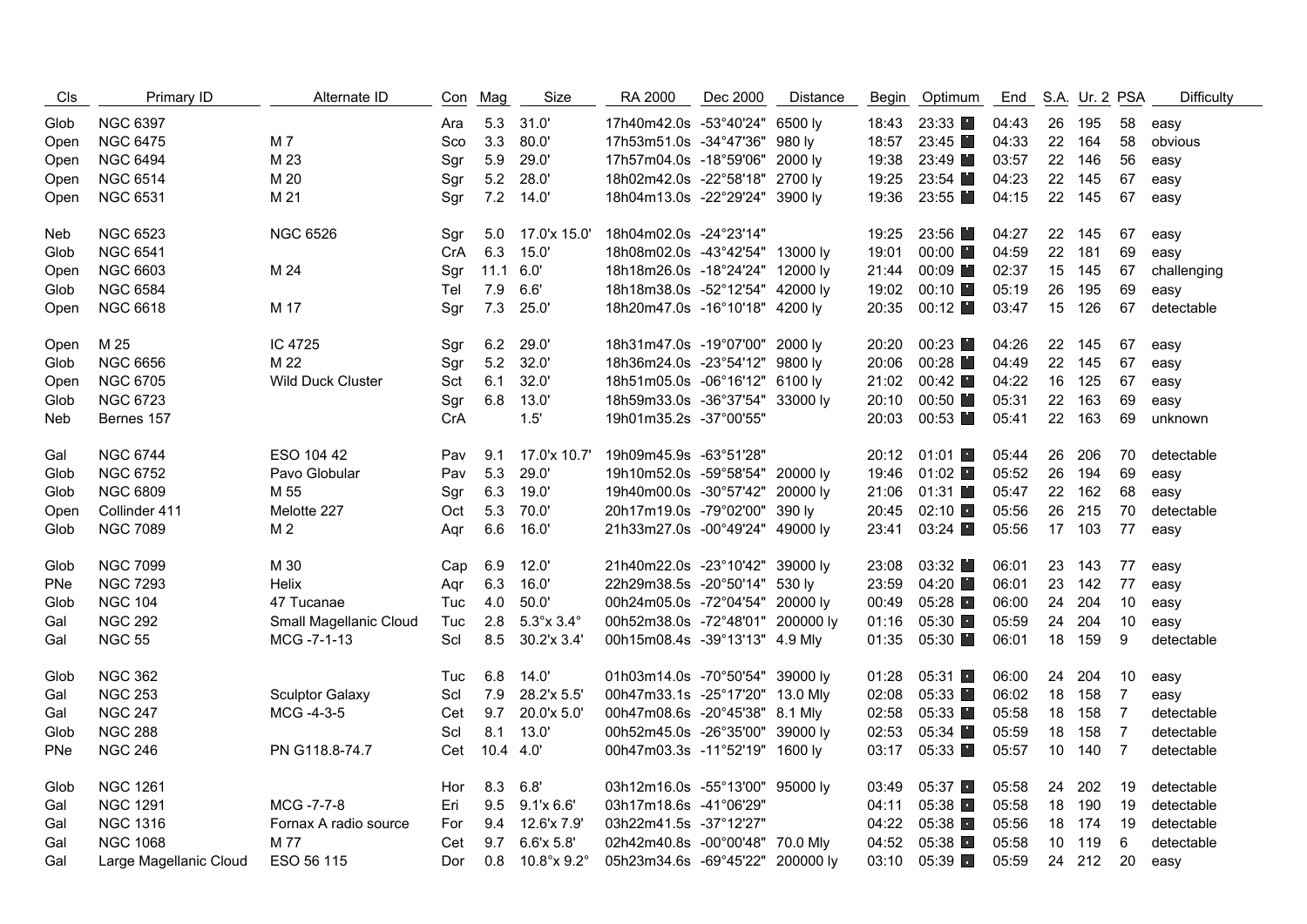| Cls | Primary ID | Alternate ID | Con | Mag | Size | RA 2000 | Dec 2000 | Distance | Begin | Optimum | End | S.A. | Ur. 2 | PSA | Difficulty |
|---|---|---|---|---|---|---|---|---|---|---|---|---|---|---|---|
| Glob | NGC 6397 | | Ara | 5.3 | 31.0' | 17h40m42.0s | -53°40'24" | 6500 ly | 18:43 | 23:33 | 04:43 | 26 | 195 | 58 | easy |
| Open | NGC 6475 | M 7 | Sco | 3.3 | 80.0' | 17h53m51.0s | -34°47'36" | 980 ly | 18:57 | 23:45 | 04:33 | 22 | 164 | 58 | obvious |
| Open | NGC 6494 | M 23 | Sgr | 5.9 | 29.0' | 17h57m04.0s | -18°59'06" | 2000 ly | 19:38 | 23:49 | 03:57 | 22 | 146 | 56 | easy |
| Open | NGC 6514 | M 20 | Sgr | 5.2 | 28.0' | 18h02m42.0s | -22°58'18" | 2700 ly | 19:25 | 23:54 | 04:23 | 22 | 145 | 67 | easy |
| Open | NGC 6531 | M 21 | Sgr | 7.2 | 14.0' | 18h04m13.0s | -22°29'24" | 3900 ly | 19:36 | 23:55 | 04:15 | 22 | 145 | 67 | easy |
| Neb | NGC 6523 | NGC 6526 | Sgr | 5.0 | 17.0'x 15.0' | 18h04m02.0s | -24°23'14" | | 19:25 | 23:56 | 04:27 | 22 | 145 | 67 | easy |
| Glob | NGC 6541 | | CrA | 6.3 | 15.0' | 18h08m02.0s | -43°42'54" | 13000 ly | 19:01 | 00:00 | 04:59 | 22 | 181 | 69 | easy |
| Open | NGC 6603 | M 24 | Sgr | 11.1 | 6.0' | 18h18m26.0s | -18°24'24" | 12000 ly | 21:44 | 00:09 | 02:37 | 15 | 145 | 67 | challenging |
| Glob | NGC 6584 | | Tel | 7.9 | 6.6' | 18h18m38.0s | -52°12'54" | 42000 ly | 19:02 | 00:10 | 05:19 | 26 | 195 | 69 | easy |
| Open | NGC 6618 | M 17 | Sgr | 7.3 | 25.0' | 18h20m47.0s | -16°10'18" | 4200 ly | 20:35 | 00:12 | 03:47 | 15 | 126 | 67 | detectable |
| Open | M 25 | IC 4725 | Sgr | 6.2 | 29.0' | 18h31m47.0s | -19°07'00" | 2000 ly | 20:20 | 00:23 | 04:26 | 22 | 145 | 67 | easy |
| Glob | NGC 6656 | M 22 | Sgr | 5.2 | 32.0' | 18h36m24.0s | -23°54'12" | 9800 ly | 20:06 | 00:28 | 04:49 | 22 | 145 | 67 | easy |
| Open | NGC 6705 | Wild Duck Cluster | Sct | 6.1 | 32.0' | 18h51m05.0s | -06°16'12" | 6100 ly | 21:02 | 00:42 | 04:22 | 16 | 125 | 67 | easy |
| Glob | NGC 6723 | | Sgr | 6.8 | 13.0' | 18h59m33.0s | -36°37'54" | 33000 ly | 20:10 | 00:50 | 05:31 | 22 | 163 | 69 | easy |
| Neb | Bernes 157 | | CrA | | 1.5' | 19h01m35.2s | -37°00'55" | | 20:03 | 00:53 | 05:41 | 22 | 163 | 69 | unknown |
| Gal | NGC 6744 | ESO 104 42 | Pav | 9.1 | 17.0'x 10.7' | 19h09m45.9s | -63°51'28" | | 20:12 | 01:01 | 05:44 | 26 | 206 | 70 | detectable |
| Glob | NGC 6752 | Pavo Globular | Pav | 5.3 | 29.0' | 19h10m52.0s | -59°58'54" | 20000 ly | 19:46 | 01:02 | 05:52 | 26 | 194 | 69 | easy |
| Glob | NGC 6809 | M 55 | Sgr | 6.3 | 19.0' | 19h40m00.0s | -30°57'42" | 20000 ly | 21:06 | 01:31 | 05:47 | 22 | 162 | 68 | easy |
| Open | Collinder 411 | Melotte 227 | Oct | 5.3 | 70.0' | 20h17m19.0s | -79°02'00" | 390 ly | 20:45 | 02:10 | 05:56 | 26 | 215 | 70 | detectable |
| Glob | NGC 7089 | M 2 | Aqr | 6.6 | 16.0' | 21h33m27.0s | -00°49'24" | 49000 ly | 23:41 | 03:24 | 05:56 | 17 | 103 | 77 | easy |
| Glob | NGC 7099 | M 30 | Cap | 6.9 | 12.0' | 21h40m22.0s | -23°10'42" | 39000 ly | 23:08 | 03:32 | 06:01 | 23 | 143 | 77 | easy |
| PNe | NGC 7293 | Helix | Aqr | 6.3 | 16.0' | 22h29m38.5s | -20°50'14" | 530 ly | 23:59 | 04:20 | 06:01 | 23 | 142 | 77 | easy |
| Glob | NGC 104 | 47 Tucanae | Tuc | 4.0 | 50.0' | 00h24m05.0s | -72°04'54" | 20000 ly | 00:49 | 05:28 | 06:00 | 24 | 204 | 10 | easy |
| Gal | NGC 292 | Small Magellanic Cloud | Tuc | 2.8 | 5.3°x 3.4° | 00h52m38.0s | -72°48'01" | 200000 ly | 01:16 | 05:30 | 05:59 | 24 | 204 | 10 | easy |
| Gal | NGC 55 | MCG -7-1-13 | Scl | 8.5 | 30.2'x 3.4' | 00h15m08.4s | -39°13'13" | 4.9 Mly | 01:35 | 05:30 | 06:01 | 18 | 159 | 9 | detectable |
| Glob | NGC 362 | | Tuc | 6.8 | 14.0' | 01h03m14.0s | -70°50'54" | 39000 ly | 01:28 | 05:31 | 06:00 | 24 | 204 | 10 | easy |
| Gal | NGC 253 | Sculptor Galaxy | Scl | 7.9 | 28.2'x 5.5' | 00h47m33.1s | -25°17'20" | 13.0 Mly | 02:08 | 05:33 | 06:02 | 18 | 158 | 7 | easy |
| Gal | NGC 247 | MCG -4-3-5 | Cet | 9.7 | 20.0'x 5.0' | 00h47m08.6s | -20°45'38" | 8.1 Mly | 02:58 | 05:33 | 05:58 | 18 | 158 | 7 | detectable |
| Glob | NGC 288 | | Scl | 8.1 | 13.0' | 00h52m45.0s | -26°35'00" | 39000 ly | 02:53 | 05:34 | 05:59 | 18 | 158 | 7 | detectable |
| PNe | NGC 246 | PN G118.8-74.7 | Cet | 10.4 | 4.0' | 00h47m03.3s | -11°52'19" | 1600 ly | 03:17 | 05:33 | 05:57 | 10 | 140 | 7 | detectable |
| Glob | NGC 1261 | | Hor | 8.3 | 6.8' | 03h12m16.0s | -55°13'00" | 95000 ly | 03:49 | 05:37 | 05:58 | 24 | 202 | 19 | detectable |
| Gal | NGC 1291 | MCG -7-7-8 | Eri | 9.5 | 9.1'x 6.6' | 03h17m18.6s | -41°06'29" | | 04:11 | 05:38 | 05:58 | 18 | 190 | 19 | detectable |
| Gal | NGC 1316 | Fornax A radio source | For | 9.4 | 12.6'x 7.9' | 03h22m41.5s | -37°12'27" | | 04:22 | 05:38 | 05:56 | 18 | 174 | 19 | detectable |
| Gal | NGC 1068 | M 77 | Cet | 9.7 | 6.6'x 5.8' | 02h42m40.8s | -00°00'48" | 70.0 Mly | 04:52 | 05:38 | 05:58 | 10 | 119 | 6 | detectable |
| Gal | Large Magellanic Cloud | ESO 56 115 | Dor | 0.8 | 10.8°x 9.2° | 05h23m34.6s | -69°45'22" | 200000 ly | 03:10 | 05:39 | 05:59 | 24 | 212 | 20 | easy |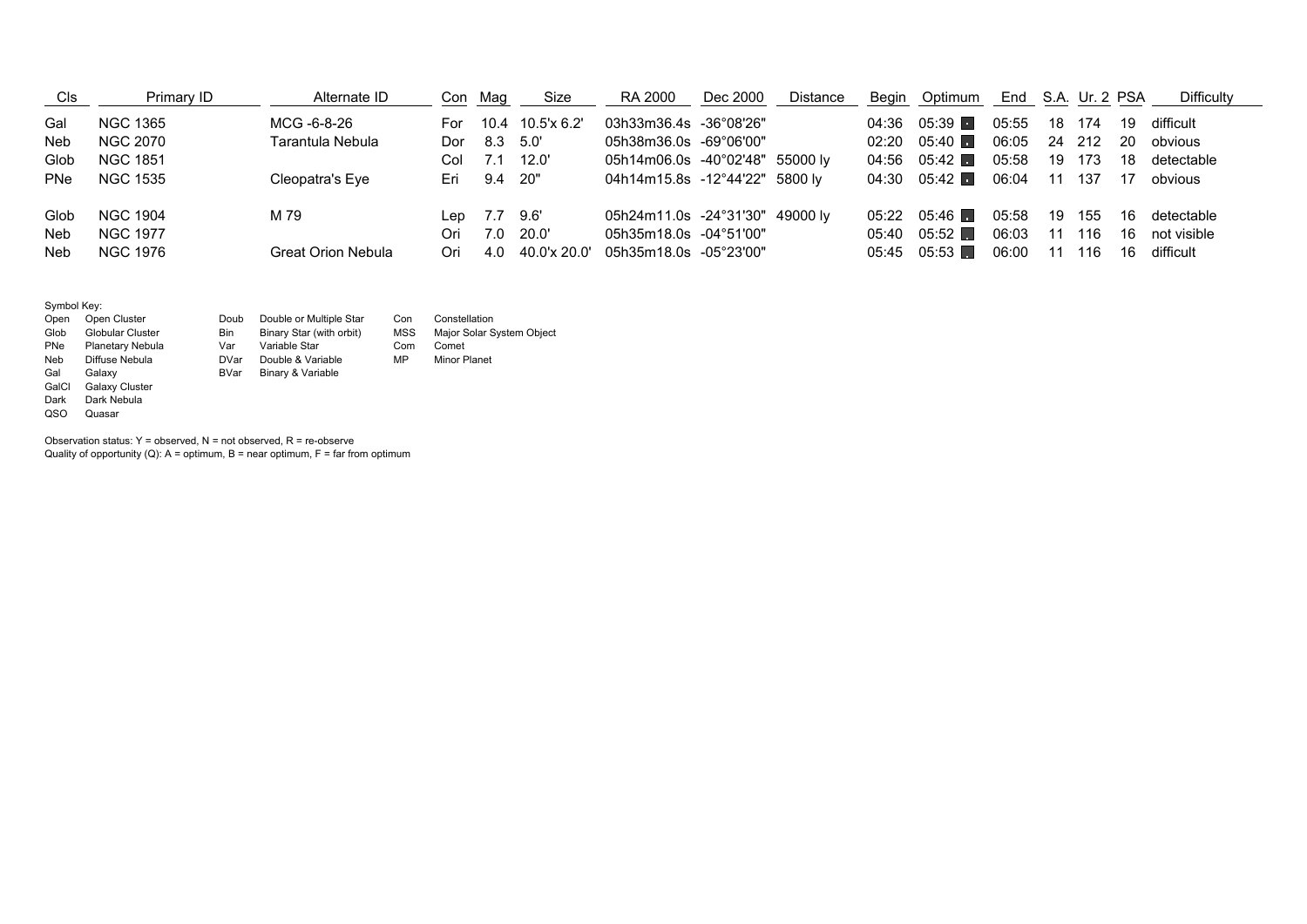| Cls | Primary ID | Alternate ID | Con | Mag | Size | RA 2000 | Dec 2000 | Distance | Begin | Optimum | End | S.A. | Ur. 2 | PSA | Difficulty |
|---|---|---|---|---|---|---|---|---|---|---|---|---|---|---|---|
| Gal | NGC 1365 | MCG -6-8-26 | For | 10.4 | 10.5'x 6.2' | 03h33m36.4s | -36°08'26" | | 04:36 | 05:39 | 05:55 | 18 | 174 | 19 | difficult |
| Neb | NGC 2070 | Tarantula Nebula | Dor | 8.3 | 5.0' | 05h38m36.0s | -69°06'00" | | 02:20 | 05:40 | 06:05 | 24 | 212 | 20 | obvious |
| Glob | NGC 1851 | | Col | 7.1 | 12.0' | 05h14m06.0s | -40°02'48" | 55000 ly | 04:56 | 05:42 | 05:58 | 19 | 173 | 18 | detectable |
| PNe | NGC 1535 | Cleopatra's Eye | Eri | 9.4 | 20" | 04h14m15.8s | -12°44'22" | 5800 ly | 04:30 | 05:42 | 06:04 | 11 | 137 | 17 | obvious |
| Glob | NGC 1904 | M 79 | Lep | 7.7 | 9.6' | 05h24m11.0s | -24°31'30" | 49000 ly | 05:22 | 05:46 | 05:58 | 19 | 155 | 16 | detectable |
| Neb | NGC 1977 | | Ori | 7.0 | 20.0' | 05h35m18.0s | -04°51'00" | | 05:40 | 05:52 | 06:03 | 11 | 116 | 16 | not visible |
| Neb | NGC 1976 | Great Orion Nebula | Ori | 4.0 | 40.0'x 20.0' | 05h35m18.0s | -05°23'00" | | 05:45 | 05:53 | 06:00 | 11 | 116 | 16 | difficult |

Symbol Key:

| | | | | | | | |
|---|---|---|---|---|---|---|---|
| Open | Open Cluster | Doub | Double or Multiple Star | Con | Constellation | | |
| Glob | Globular Cluster | Bin | Binary Star (with orbit) | MSS | Major Solar System Object | | |
| PNe | Planetary Nebula | Var | Variable Star | Com | Comet | | |
| Neb | Diffuse Nebula | DVar | Double & Variable | MP | Minor Planet | | |
| Gal | Galaxy | BVar | Binary & Variable | | | | |
| GalCl | Galaxy Cluster | | | | | | |
| Dark | Dark Nebula | | | | | | |
| QSO | Quasar | | | | | | |

Observation status: Y = observed, N = not observed, R = re-observe

Quality of opportunity (Q): A = optimum, B = near optimum, F = far from optimum